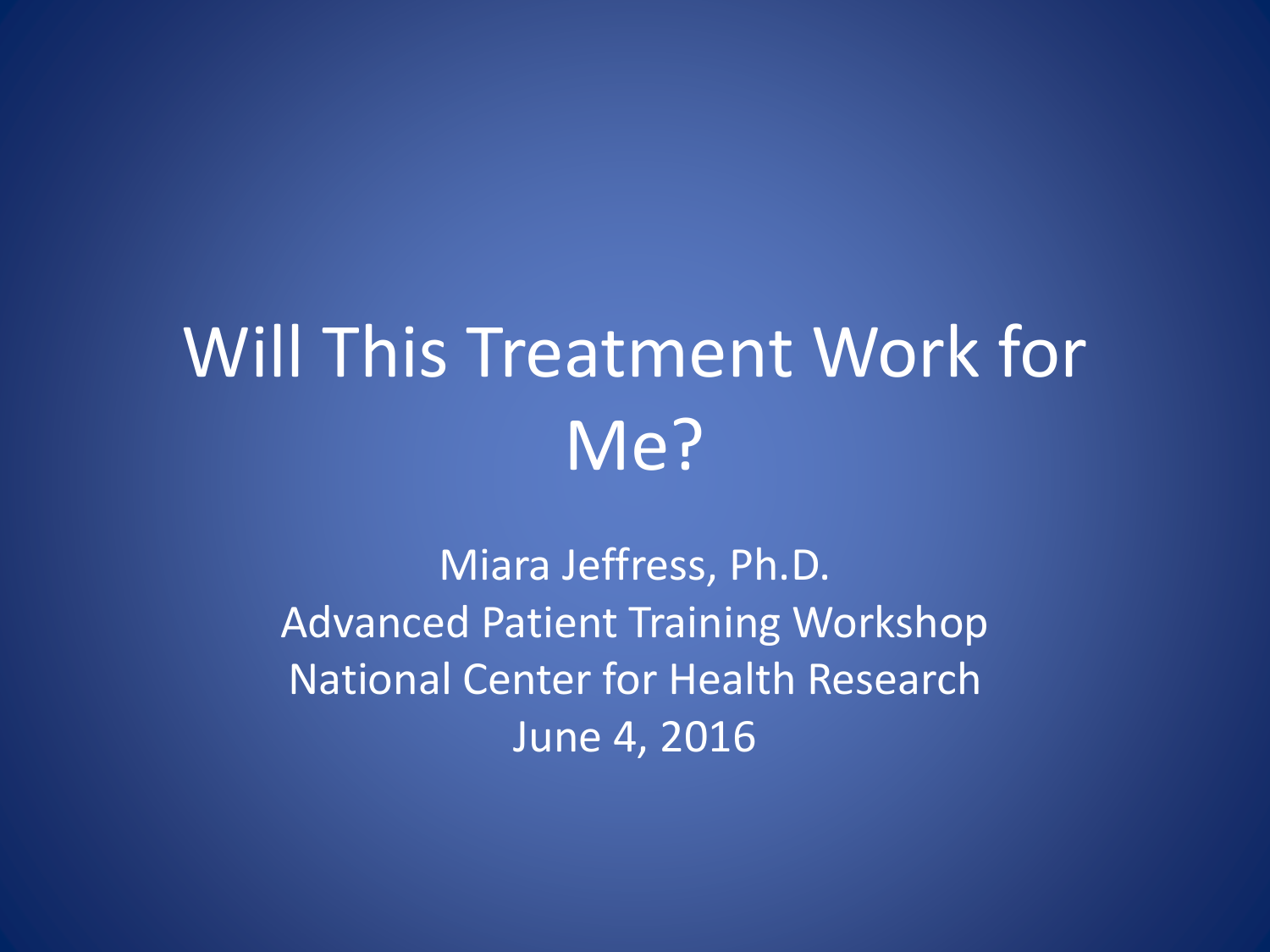# Will This Treatment Work for Me?

Miara Jeffress, Ph.D.
Advanced Patient Training Workshop
National Center for Health Research
June 4, 2016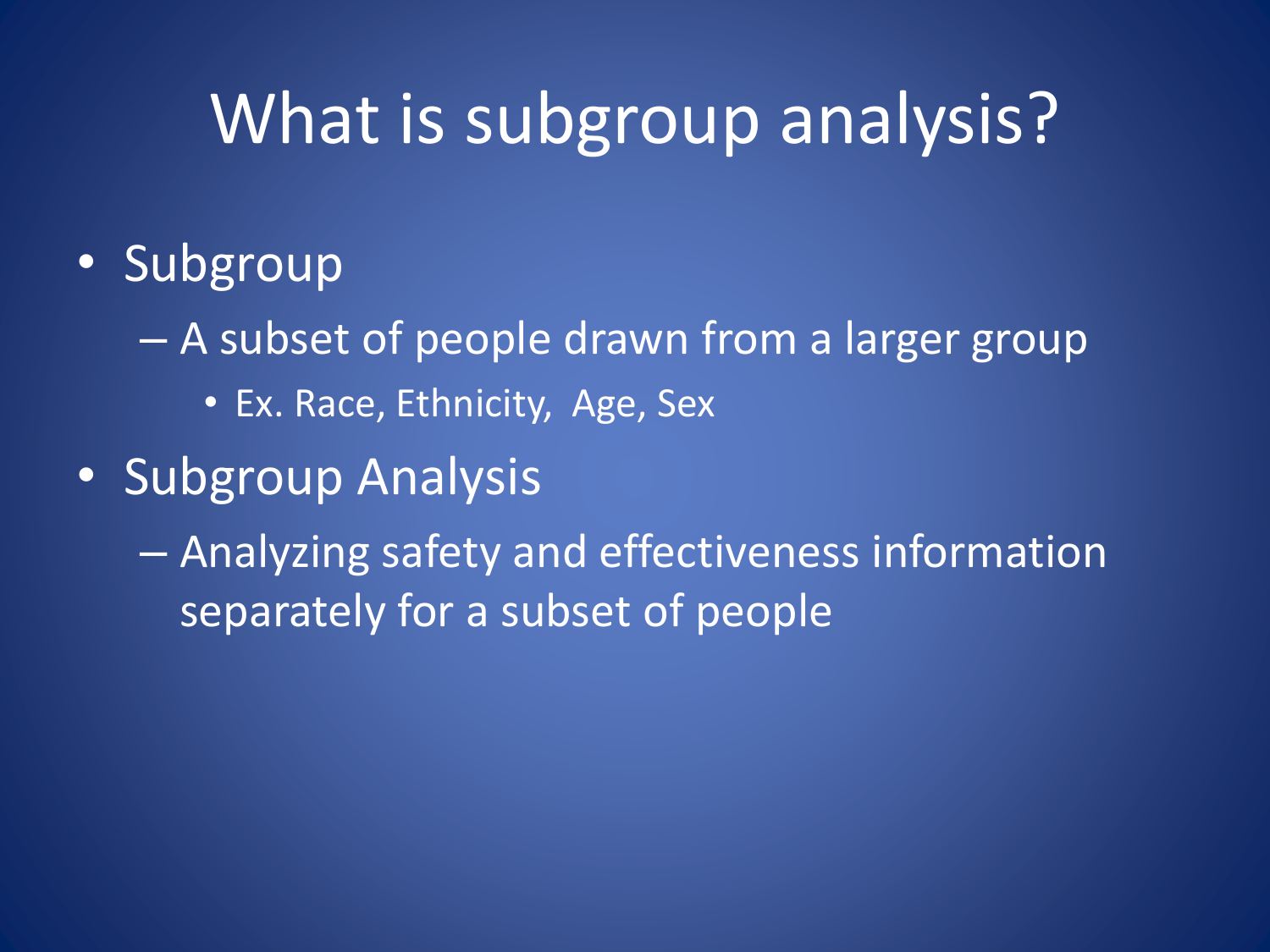# What is subgroup analysis?

- Subgroup
  - A subset of people drawn from a larger group
    - Ex. Race, Ethnicity, Age, Sex
- Subgroup Analysis
  - Analyzing safety and effectiveness information separately for a subset of people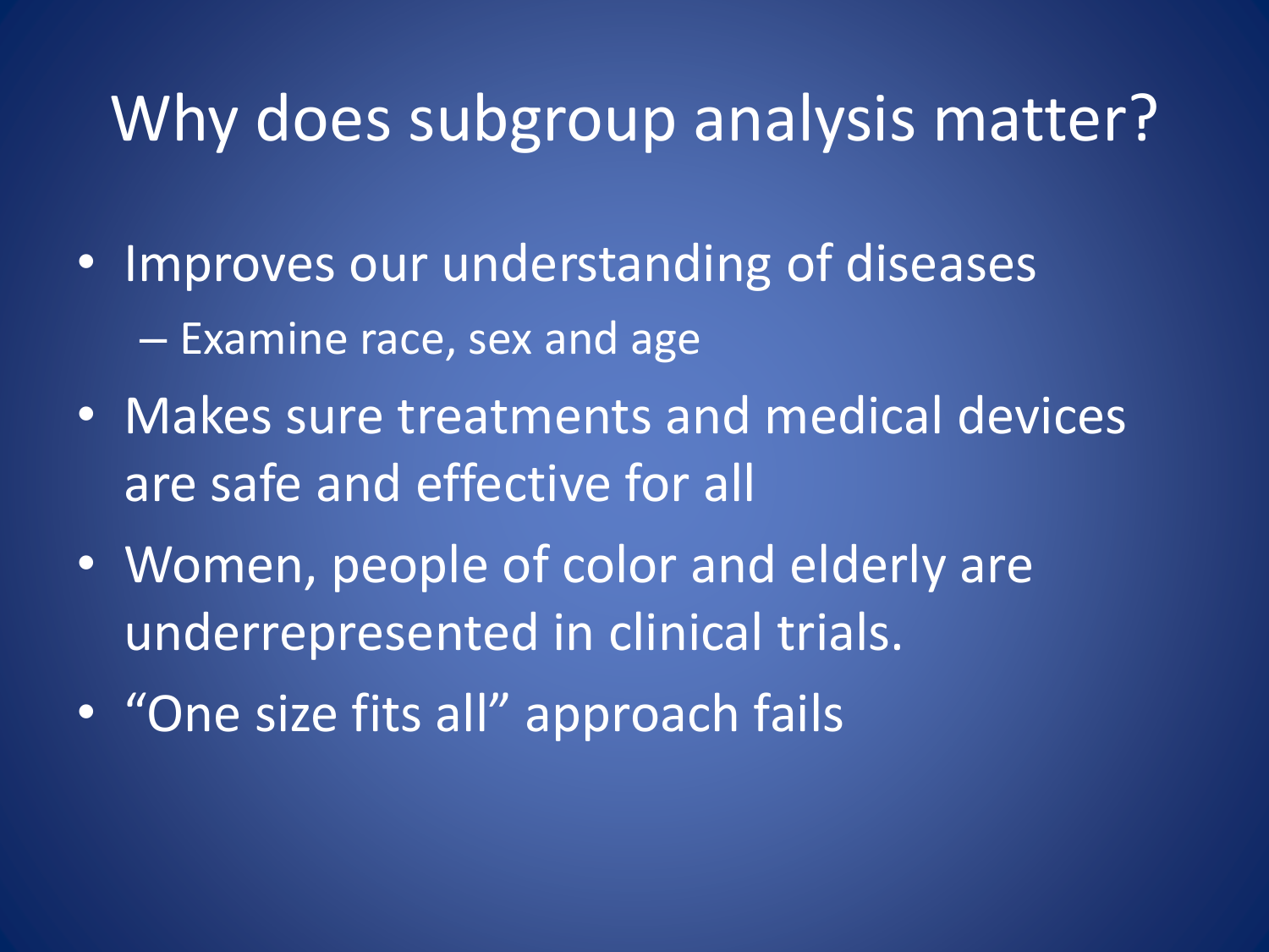# Why does subgroup analysis matter?

- Improves our understanding of diseases
  - Examine race, sex and age
- Makes sure treatments and medical devices are safe and effective for all
- Women, people of color and elderly are underrepresented in clinical trials.
- "One size fits all" approach fails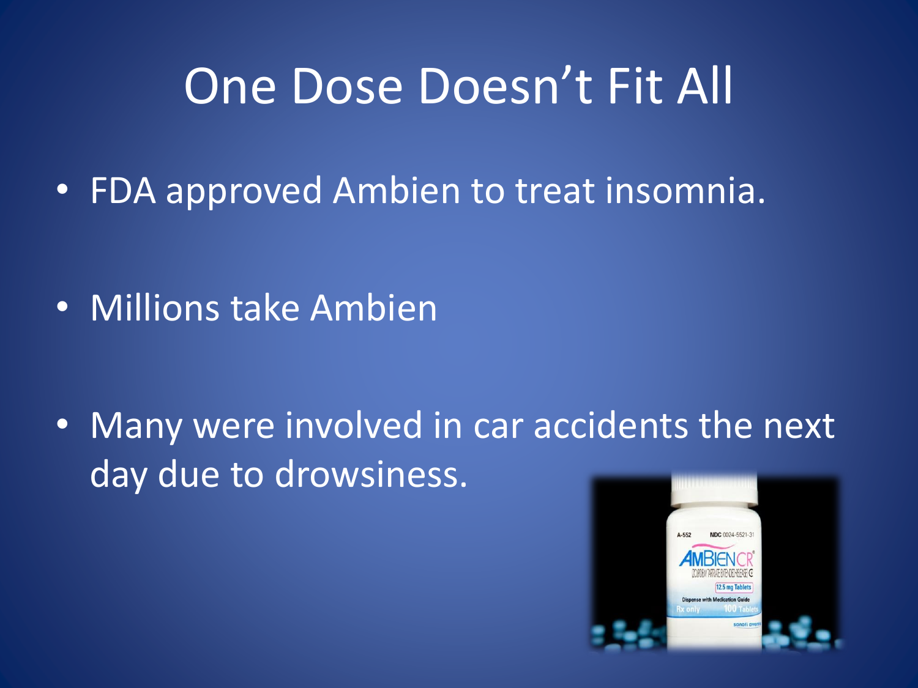# One Dose Doesn't Fit All

- FDA approved Ambien to treat insomnia.
- Millions take Ambien
- Many were involved in car accidents the next day due to drowsiness.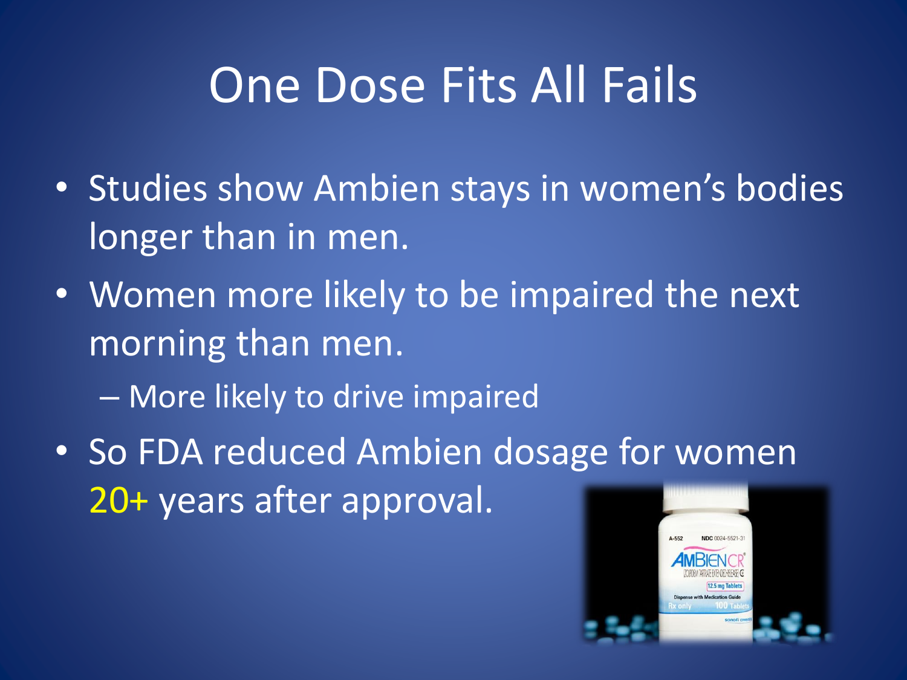# One Dose Fits All Fails

- Studies show Ambien stays in women's bodies longer than in men.
- Women more likely to be impaired the next morning than men.
  - More likely to drive impaired
- So FDA reduced Ambien dosage for women 20+ years after approval.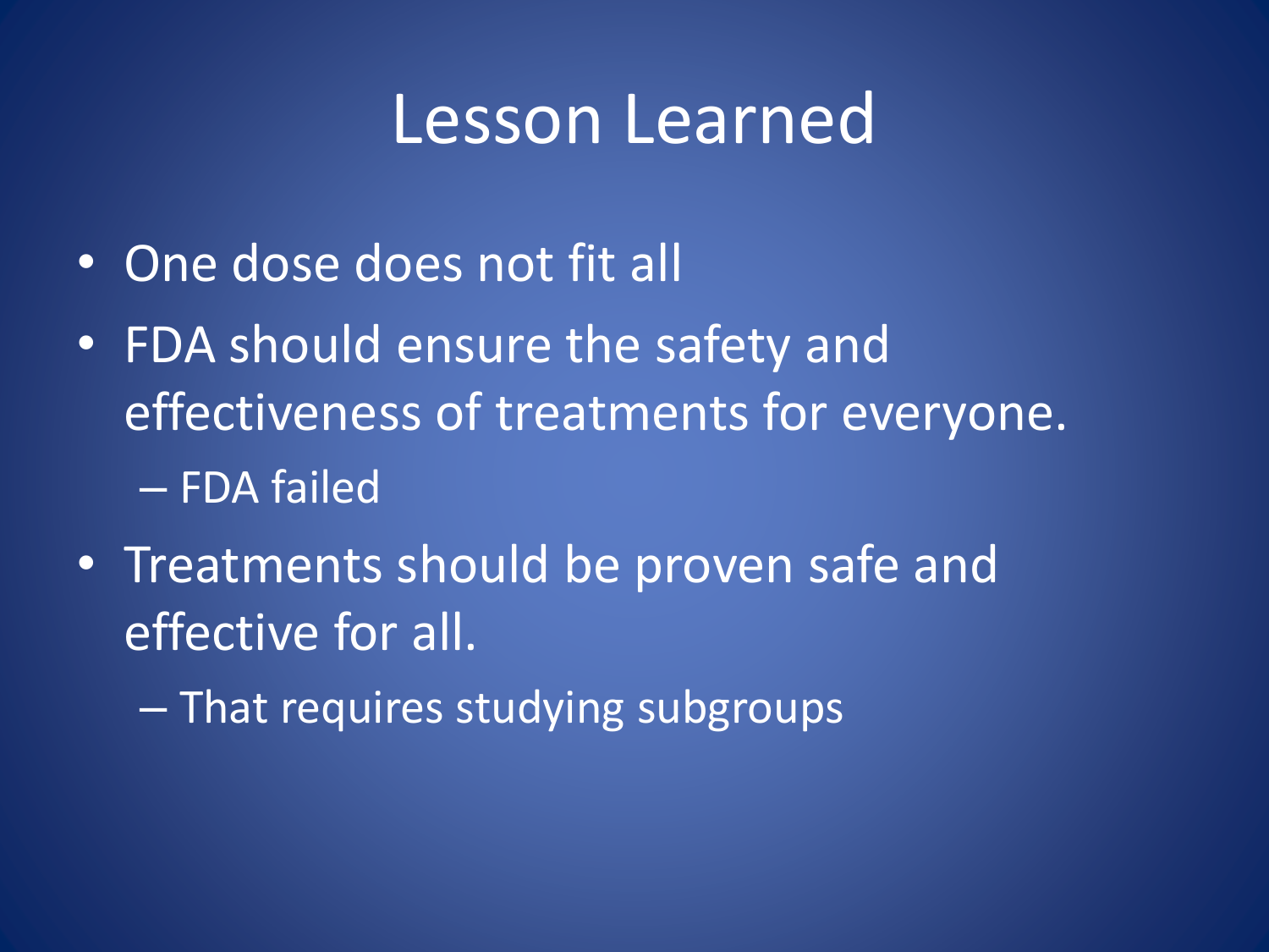# Lesson Learned

- One dose does not fit all
- FDA should ensure the safety and effectiveness of treatments for everyone.
  - FDA failed
- Treatments should be proven safe and effective for all.
  - That requires studying subgroups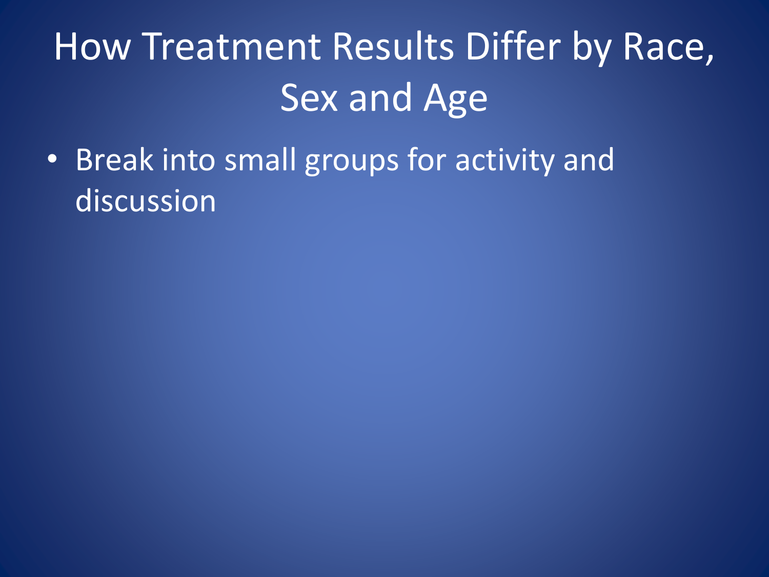# How Treatment Results Differ by Race, Sex and Age

- Break into small groups for activity and discussion